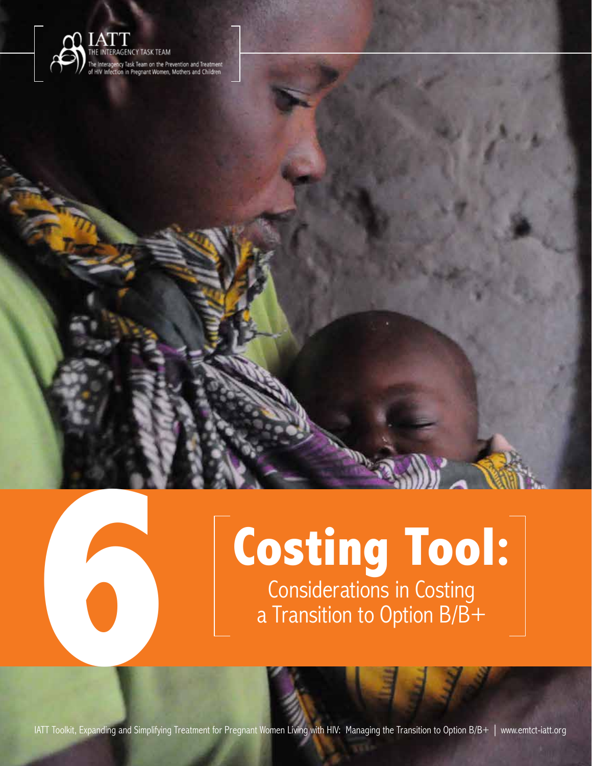IATT

THE INTERAGENCY TASK TEAM

The Interagency Task Team on the Prevention and Treatment of HIV Infection in Pregnant Women, Mothers and Children

# 6

# Costing Tool:

## Considerations in Costing a Transition to Option B/B+

IATT Toolkit, Expanding and Simplifying Treatment for Pregnant Women Living with HIV: Managing the Transition to Option B/B+ | www.emtct-iatt.org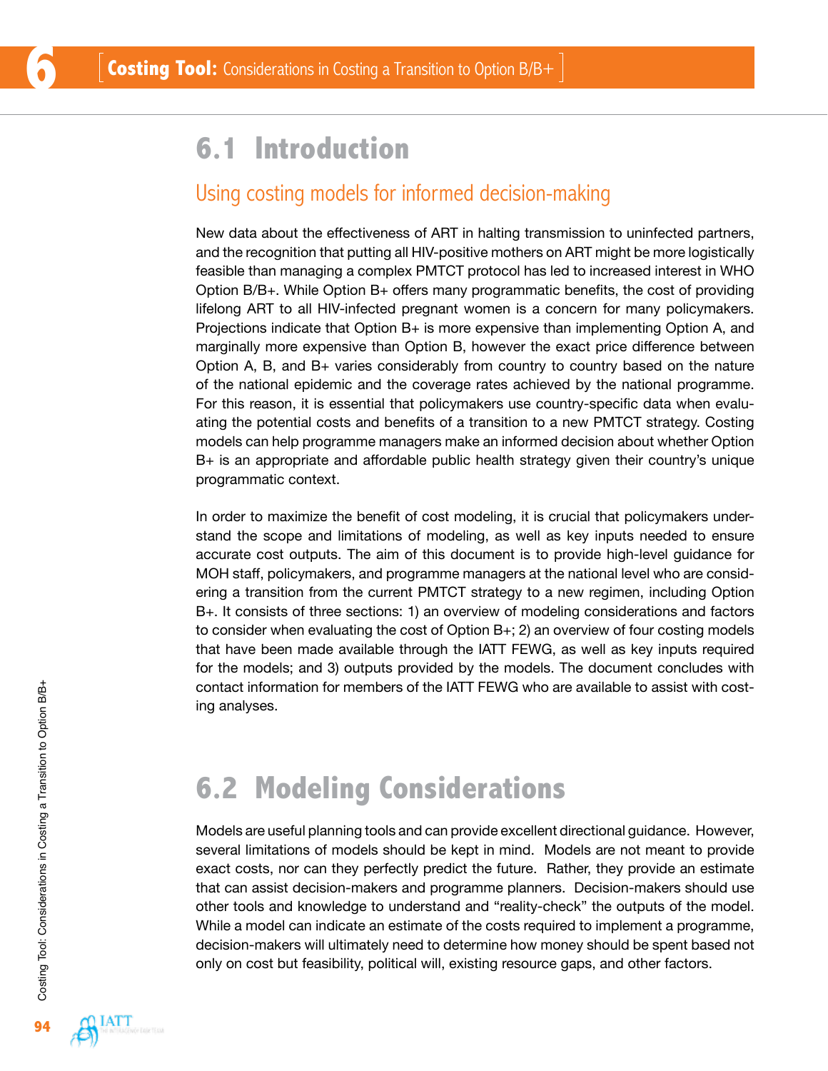## 6.1 Introduction

### Using costing models for informed decision-making

New data about the effectiveness of ART in halting transmission to uninfected partners, and the recognition that putting all HIV-positive mothers on ART might be more logistically feasible than managing a complex PMTCT protocol has led to increased interest in WHO Option B/B+. While Option B+ offers many programmatic benefits, the cost of providing lifelong ART to all HIV-infected pregnant women is a concern for many policymakers. Projections indicate that Option B+ is more expensive than implementing Option A, and marginally more expensive than Option B, however the exact price difference between Option A, B, and B+ varies considerably from country to country based on the nature of the national epidemic and the coverage rates achieved by the national programme. For this reason, it is essential that policymakers use country-specific data when evaluating the potential costs and benefits of a transition to a new PMTCT strategy. Costing models can help programme managers make an informed decision about whether Option B+ is an appropriate and affordable public health strategy given their country's unique programmatic context.

In order to maximize the benefit of cost modeling, it is crucial that policymakers understand the scope and limitations of modeling, as well as key inputs needed to ensure accurate cost outputs. The aim of this document is to provide high-level guidance for MOH staff, policymakers, and programme managers at the national level who are considering a transition from the current PMTCT strategy to a new regimen, including Option B+. It consists of three sections: 1) an overview of modeling considerations and factors to consider when evaluating the cost of Option B+; 2) an overview of four costing models that have been made available through the IATT FEWG, as well as key inputs required for the models; and 3) outputs provided by the models. The document concludes with contact information for members of the IATT FEWG who are available to assist with costing analyses.

## 6.2 Modeling Considerations

Models are useful planning tools and can provide excellent directional guidance. However, several limitations of models should be kept in mind. Models are not meant to provide exact costs, nor can they perfectly predict the future. Rather, they provide an estimate that can assist decision-makers and programme planners. Decision-makers should use other tools and knowledge to understand and "reality-check" the outputs of the model. While a model can indicate an estimate of the costs required to implement a programme, decision-makers will ultimately need to determine how money should be spent based not only on cost but feasibility, political will, existing resource gaps, and other factors.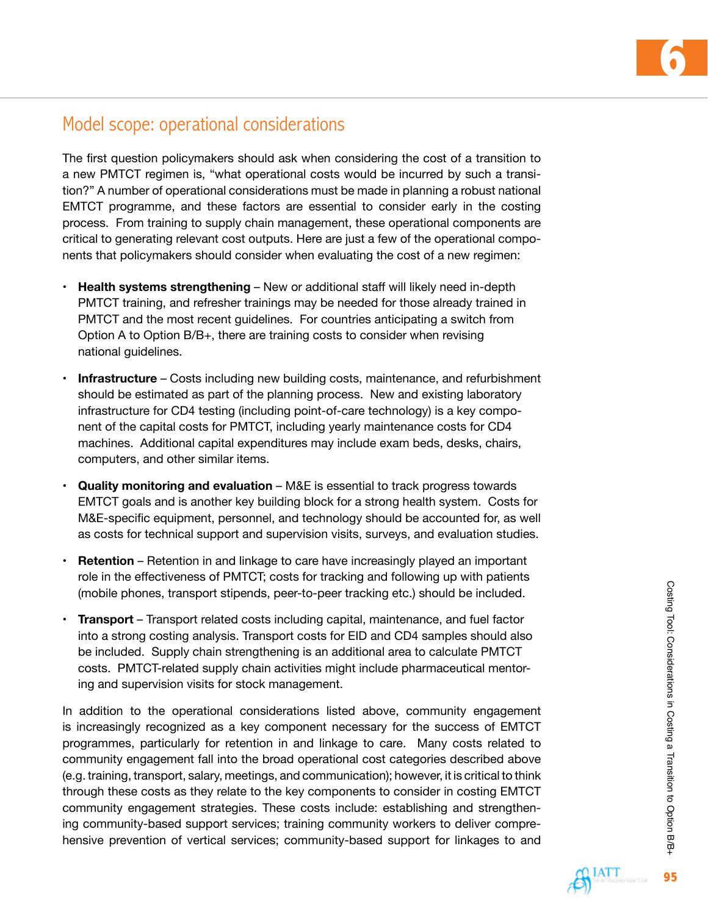## Model scope: operational considerations

The first question policymakers should ask when considering the cost of a transition to a new PMTCT regimen is, "what operational costs would be incurred by such a transition?" A number of operational considerations must be made in planning a robust national EMTCT programme, and these factors are essential to consider early in the costing process. From training to supply chain management, these operational components are critical to generating relevant cost outputs. Here are just a few of the operational components that policymakers should consider when evaluating the cost of a new regimen:

- **Health systems strengthening** – New or additional staff will likely need in-depth PMTCT training, and refresher trainings may be needed for those already trained in PMTCT and the most recent guidelines. For countries anticipating a switch from Option A to Option B/B+, there are training costs to consider when revising national guidelines.
- **Infrastructure** – Costs including new building costs, maintenance, and refurbishment should be estimated as part of the planning process. New and existing laboratory infrastructure for CD4 testing (including point-of-care technology) is a key component of the capital costs for PMTCT, including yearly maintenance costs for CD4 machines. Additional capital expenditures may include exam beds, desks, chairs, computers, and other similar items.
- **Quality monitoring and evaluation** – M&E is essential to track progress towards EMTCT goals and is another key building block for a strong health system. Costs for M&E-specific equipment, personnel, and technology should be accounted for, as well as costs for technical support and supervision visits, surveys, and evaluation studies.
- **Retention** – Retention in and linkage to care have increasingly played an important role in the effectiveness of PMTCT; costs for tracking and following up with patients (mobile phones, transport stipends, peer-to-peer tracking etc.) should be included.
- **Transport** – Transport related costs including capital, maintenance, and fuel factor into a strong costing analysis. Transport costs for EID and CD4 samples should also be included. Supply chain strengthening is an additional area to calculate PMTCT costs. PMTCT-related supply chain activities might include pharmaceutical mentoring and supervision visits for stock management.

In addition to the operational considerations listed above, community engagement is increasingly recognized as a key component necessary for the success of EMTCT programmes, particularly for retention in and linkage to care. Many costs related to community engagement fall into the broad operational cost categories described above (e.g. training, transport, salary, meetings, and communication); however, it is critical to think through these costs as they relate to the key components to consider in costing EMTCT community engagement strategies. These costs include: establishing and strengthening community-based support services; training community workers to deliver comprehensive prevention of vertical services; community-based support for linkages to and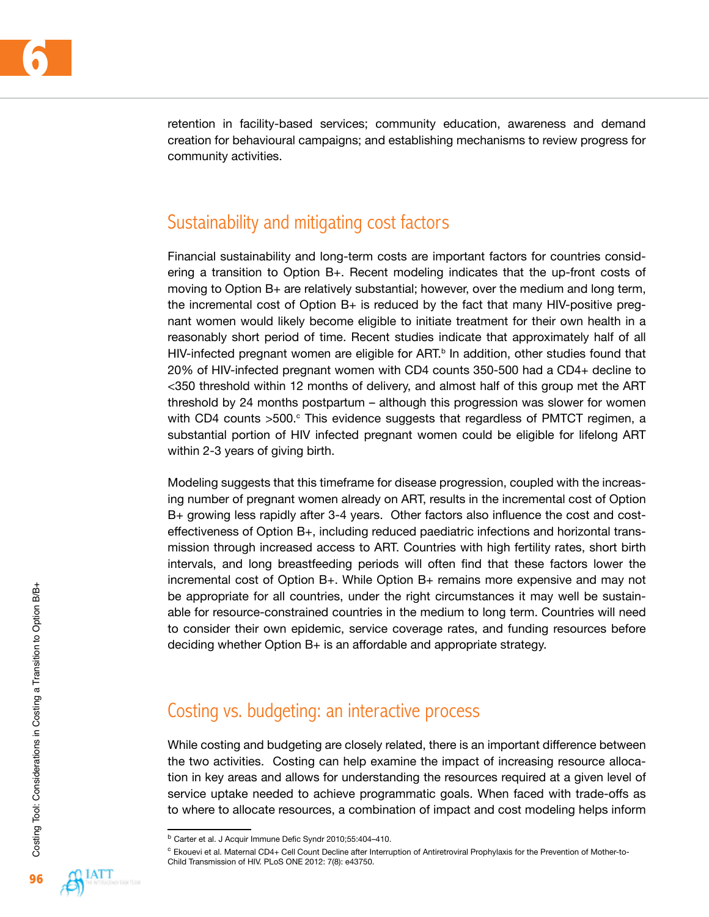retention in facility-based services; community education, awareness and demand creation for behavioural campaigns; and establishing mechanisms to review progress for community activities.

## Sustainability and mitigating cost factors

Financial sustainability and long-term costs are important factors for countries considering a transition to Option B+. Recent modeling indicates that the up-front costs of moving to Option B+ are relatively substantial; however, over the medium and long term, the incremental cost of Option B+ is reduced by the fact that many HIV-positive pregnant women would likely become eligible to initiate treatment for their own health in a reasonably short period of time. Recent studies indicate that approximately half of all HIV-infected pregnant women are eligible for ART.[b] In addition, other studies found that 20% of HIV-infected pregnant women with CD4 counts 350-500 had a CD4+ decline to <350 threshold within 12 months of delivery, and almost half of this group met the ART threshold by 24 months postpartum – although this progression was slower for women with CD4 counts >500.[c] This evidence suggests that regardless of PMTCT regimen, a substantial portion of HIV infected pregnant women could be eligible for lifelong ART within 2-3 years of giving birth.

Modeling suggests that this timeframe for disease progression, coupled with the increasing number of pregnant women already on ART, results in the incremental cost of Option B+ growing less rapidly after 3-4 years. Other factors also influence the cost and cost-effectiveness of Option B+, including reduced paediatric infections and horizontal transmission through increased access to ART. Countries with high fertility rates, short birth intervals, and long breastfeeding periods will often find that these factors lower the incremental cost of Option B+. While Option B+ remains more expensive and may not be appropriate for all countries, under the right circumstances it may well be sustainable for resource-constrained countries in the medium to long term. Countries will need to consider their own epidemic, service coverage rates, and funding resources before deciding whether Option B+ is an affordable and appropriate strategy.

## Costing vs. budgeting: an interactive process

While costing and budgeting are closely related, there is an important difference between the two activities. Costing can help examine the impact of increasing resource allocation in key areas and allows for understanding the resources required at a given level of service uptake needed to achieve programmatic goals. When faced with trade-offs as to where to allocate resources, a combination of impact and cost modeling helps inform

---

[b] Carter et al. J Acquir Immune Defic Syndr 2010;55:404–410.

[c] Ekouevi et al. Maternal CD4+ Cell Count Decline after Interruption of Antiretroviral Prophylaxis for the Prevention of Mother-to-Child Transmission of HIV. PLoS ONE 2012: 7(8): e43750.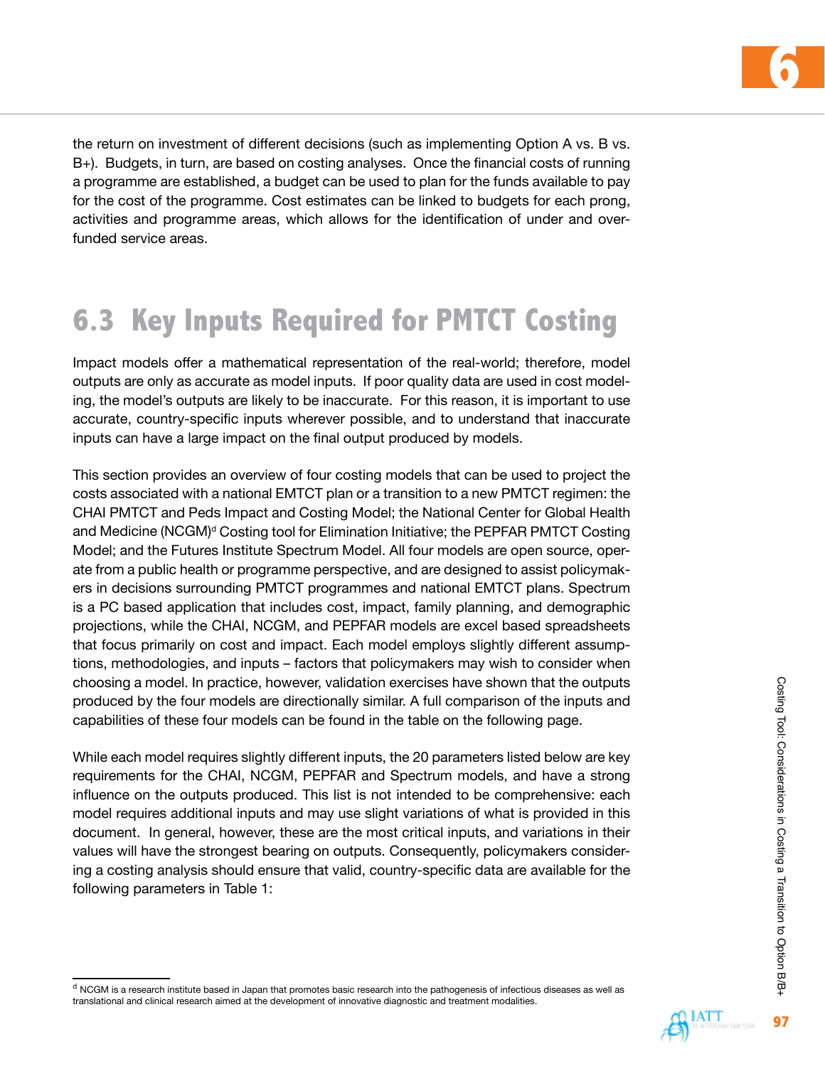the return on investment of different decisions (such as implementing Option A vs. B vs. B+). Budgets, in turn, are based on costing analyses. Once the financial costs of running a programme are established, a budget can be used to plan for the funds available to pay for the cost of the programme. Cost estimates can be linked to budgets for each prong, activities and programme areas, which allows for the identification of under and over-funded service areas.

## 6.3 Key Inputs Required for PMTCT Costing

Impact models offer a mathematical representation of the real-world; therefore, model outputs are only as accurate as model inputs. If poor quality data are used in cost modeling, the model's outputs are likely to be inaccurate. For this reason, it is important to use accurate, country-specific inputs wherever possible, and to understand that inaccurate inputs can have a large impact on the final output produced by models.

This section provides an overview of four costing models that can be used to project the costs associated with a national EMTCT plan or a transition to a new PMTCT regimen: the CHAI PMTCT and Peds Impact and Costing Model; the National Center for Global Health and Medicine (NCGM)[d] Costing tool for Elimination Initiative; the PEPFAR PMTCT Costing Model; and the Futures Institute Spectrum Model. All four models are open source, operate from a public health or programme perspective, and are designed to assist policymakers in decisions surrounding PMTCT programmes and national EMTCT plans. Spectrum is a PC based application that includes cost, impact, family planning, and demographic projections, while the CHAI, NCGM, and PEPFAR models are excel based spreadsheets that focus primarily on cost and impact. Each model employs slightly different assumptions, methodologies, and inputs – factors that policymakers may wish to consider when choosing a model. In practice, however, validation exercises have shown that the outputs produced by the four models are directionally similar. A full comparison of the inputs and capabilities of these four models can be found in the table on the following page.

While each model requires slightly different inputs, the 20 parameters listed below are key requirements for the CHAI, NCGM, PEPFAR and Spectrum models, and have a strong influence on the outputs produced. This list is not intended to be comprehensive: each model requires additional inputs and may use slight variations of what is provided in this document. In general, however, these are the most critical inputs, and variations in their values will have the strongest bearing on outputs. Consequently, policymakers considering a costing analysis should ensure that valid, country-specific data are available for the following parameters in Table 1:

---

[d] NCGM is a research institute based in Japan that promotes basic research into the pathogenesis of infectious diseases as well as translational and clinical research aimed at the development of innovative diagnostic and treatment modalities.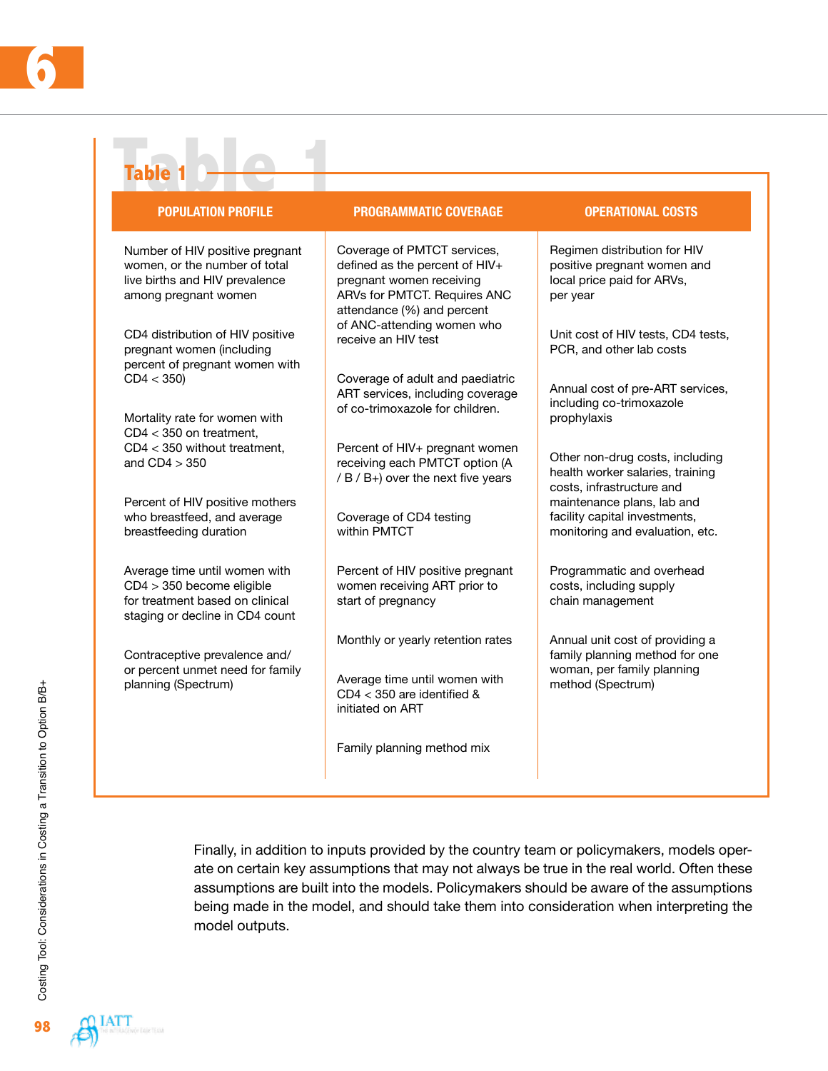## Table 1

| POPULATION PROFILE | PROGRAMMATIC COVERAGE | OPERATIONAL COSTS |
|---|---|---|
| Number of HIV positive pregnant women, or the number of total live births and HIV prevalence among pregnant women | Coverage of PMTCT services, defined as the percent of HIV+ pregnant women receiving ARVs for PMTCT. Requires ANC attendance (%) and percent of ANC-attending women who receive an HIV test | Regimen distribution for HIV positive pregnant women and local price paid for ARVs, per year |
| CD4 distribution of HIV positive pregnant women (including percent of pregnant women with CD4 < 350) | Coverage of adult and paediatric ART services, including coverage of co-trimoxazole for children. | Unit cost of HIV tests, CD4 tests, PCR, and other lab costs |
| Mortality rate for women with CD4 < 350 on treatment, CD4 < 350 without treatment, and CD4 > 350 | Percent of HIV+ pregnant women receiving each PMTCT option (A / B / B+) over the next five years | Annual cost of pre-ART services, including co-trimoxazole prophylaxis |
| Percent of HIV positive mothers who breastfeed, and average breastfeeding duration | Coverage of CD4 testing within PMTCT | Other non-drug costs, including health worker salaries, training costs, infrastructure and maintenance plans, lab and facility capital investments, monitoring and evaluation, etc. |
| Average time until women with CD4 > 350 become eligible for treatment based on clinical staging or decline in CD4 count | Percent of HIV positive pregnant women receiving ART prior to start of pregnancy | Programmatic and overhead costs, including supply chain management |
| Contraceptive prevalence and/ or percent unmet need for family planning (Spectrum) | Monthly or yearly retention rates | Annual unit cost of providing a family planning method for one woman, per family planning method (Spectrum) |
| | Average time until women with CD4 < 350 are identified & initiated on ART | |
| | Family planning method mix | |

Finally, in addition to inputs provided by the country team or policymakers, models operate on certain key assumptions that may not always be true in the real world. Often these assumptions are built into the models. Policymakers should be aware of the assumptions being made in the model, and should take them into consideration when interpreting the model outputs.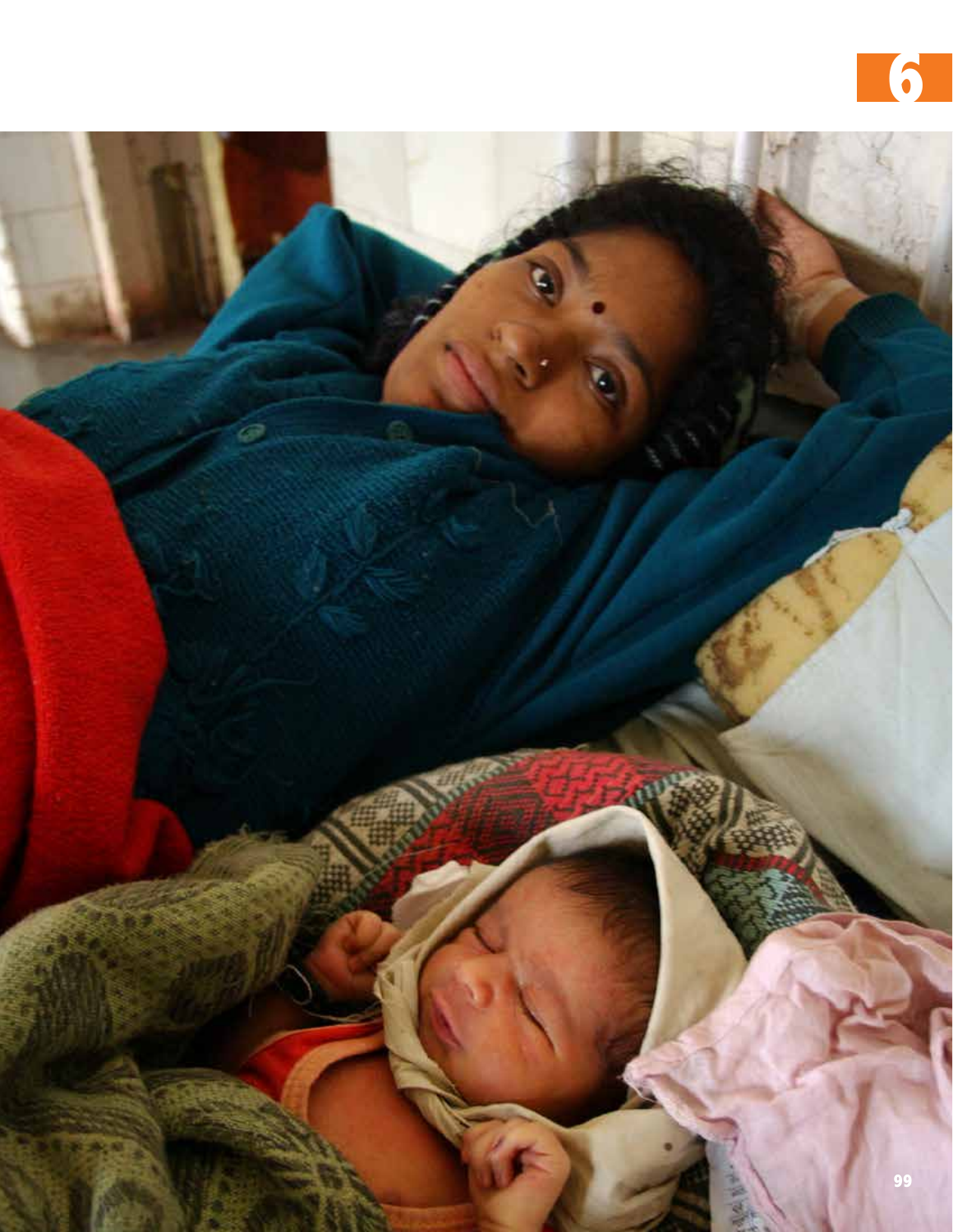# 6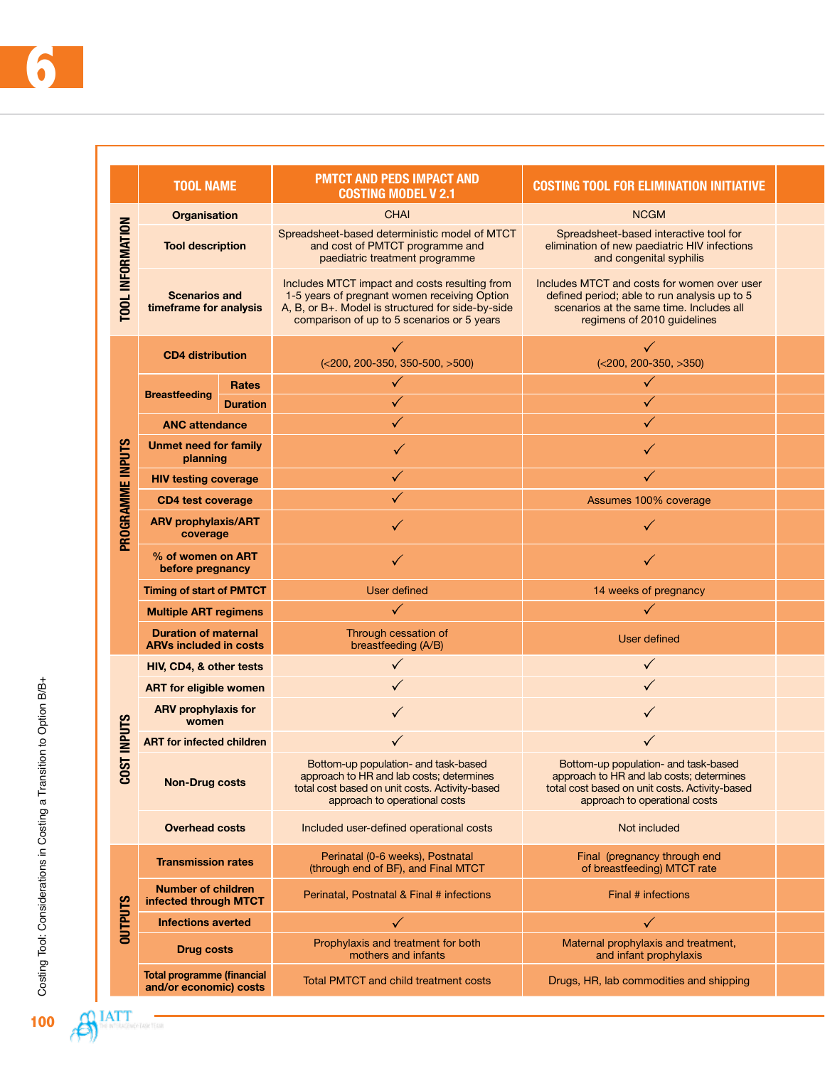| | TOOL NAME | | PMTCT AND PEDS IMPACT AND COSTING MODEL V 2.1 | COSTING TOOL FOR ELIMINATION INITIATIVE |
|---|---|---|---|---|
| TOOL INFORMATION | Organisation | | CHAI | NCGM |
| | Tool description | | Spreadsheet-based deterministic model of MTCT and cost of PMTCT programme and paediatric treatment programme | Spreadsheet-based interactive tool for elimination of new paediatric HIV infections and congenital syphilis |
| | Scenarios and timeframe for analysis | | Includes MTCT impact and costs resulting from 1-5 years of pregnant women receiving Option A, B, or B+. Model is structured for side-by-side comparison of up to 5 scenarios or 5 years | Includes MTCT and costs for women over user defined period; able to run analysis up to 5 scenarios at the same time. Includes all regimens of 2010 guidelines |
| PROGRAMME INPUTS | CD4 distribution | | ✓ (<200, 200-350, 350-500, >500) | ✓ (<200, 200-350, >350) |
| | Breastfeeding | Rates | ✓ | ✓ |
| | | Duration | ✓ | ✓ |
| | ANC attendance | | ✓ | ✓ |
| | Unmet need for family planning | | ✓ | ✓ |
| | HIV testing coverage | | ✓ | ✓ |
| | CD4 test coverage | | ✓ | Assumes 100% coverage |
| | ARV prophylaxis/ART coverage | | ✓ | ✓ |
| | % of women on ART before pregnancy | | ✓ | ✓ |
| | Timing of start of PMTCT | | User defined | 14 weeks of pregnancy |
| | Multiple ART regimens | | ✓ | ✓ |
| | Duration of maternal ARVs included in costs | | Through cessation of breastfeeding (A/B) | User defined |
| COST INPUTS | HIV, CD4, & other tests | | ✓ | ✓ |
| | ART for eligible women | | ✓ | ✓ |
| | ARV prophylaxis for women | | ✓ | ✓ |
| | ART for infected children | | ✓ | ✓ |
| | Non-Drug costs | | Bottom-up population- and task-based approach to HR and lab costs; determines total cost based on unit costs. Activity-based approach to operational costs | Bottom-up population- and task-based approach to HR and lab costs; determines total cost based on unit costs. Activity-based approach to operational costs |
| | Overhead costs | | Included user-defined operational costs | Not included |
| OUTPUTS | Transmission rates | | Perinatal (0-6 weeks), Postnatal (through end of BF), and Final MTCT | Final (pregnancy through end of breastfeeding) MTCT rate |
| | Number of children infected through MTCT | | Perinatal, Postnatal & Final # infections | Final # infections |
| | Infections averted | | ✓ | ✓ |
| | Drug costs | | Prophylaxis and treatment for both mothers and infants | Maternal prophylaxis and treatment, and infant prophylaxis |
| | Total programme (financial and/or economic) costs | | Total PMTCT and child treatment costs | Drugs, HR, lab commodities and shipping |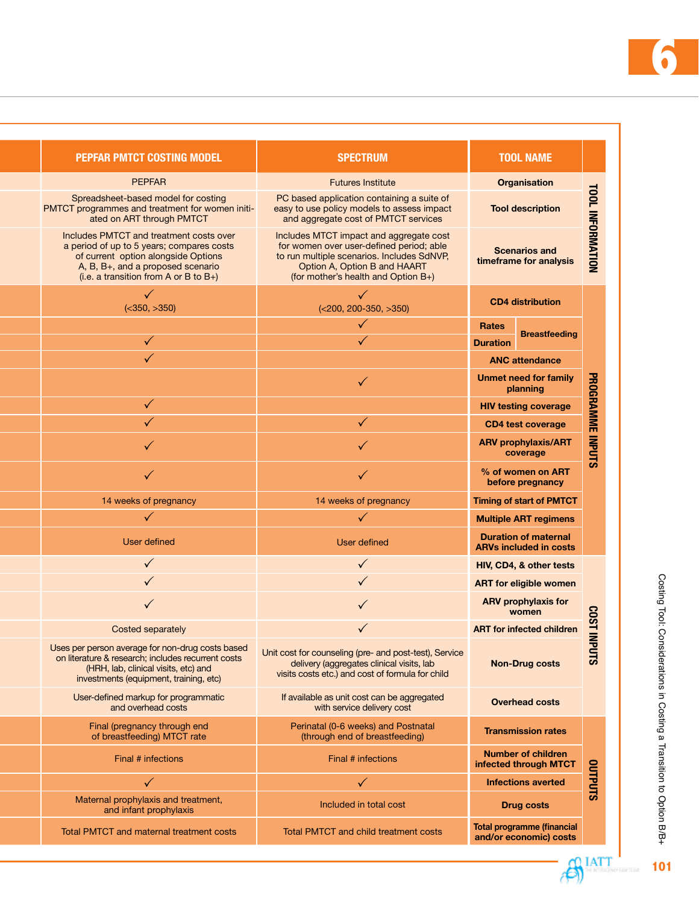| | PEPFAR PMTCT COSTING MODEL | SPECTRUM | TOOL NAME | |
|---|---|---|---|---|
| TOOL INFORMATION | PEPFAR | Futures Institute | **Organisation** | |
| | Spreadsheet-based model for costing PMTCT programmes and treatment for women initiated on ART through PMTCT | PC based application containing a suite of easy to use policy models to assess impact and aggregate cost of PMTCT services | **Tool description** | |
| | Includes PMTCT and treatment costs over a period of up to 5 years; compares costs of current option alongside Options A, B, B+, and a proposed scenario (i.e. a transition from A or B to B+) | Includes MTCT impact and aggregate cost for women over user-defined period; able to run multiple scenarios. Includes SdNVP, Option A, Option B and HAART (for mother's health and Option B+) | **Scenarios and timeframe for analysis** | |
| PROGRAMME INPUTS | ✓ (<350, >350) | ✓ (<200, 200-350, >350) | **CD4 distribution** | |
| | | ✓ | **Rates** | **Breastfeeding** |
| | ✓ | ✓ | **Duration** | **Breastfeeding** |
| | ✓ | | **ANC attendance** | |
| | | ✓ | **Unmet need for family planning** | |
| | ✓ | | **HIV testing coverage** | |
| | ✓ | ✓ | **CD4 test coverage** | |
| | ✓ | ✓ | **ARV prophylaxis/ART coverage** | |
| | ✓ | ✓ | **% of women on ART before pregnancy** | |
| | 14 weeks of pregnancy | 14 weeks of pregnancy | **Timing of start of PMTCT** | |
| | ✓ | ✓ | **Multiple ART regimens** | |
| | User defined | User defined | **Duration of maternal ARVs included in costs** | |
| COST INPUTS | ✓ | ✓ | **HIV, CD4, & other tests** | |
| | ✓ | ✓ | **ART for eligible women** | |
| | ✓ | ✓ | **ARV prophylaxis for women** | |
| | Costed separately | ✓ | **ART for infected children** | |
| | Uses per person average for non-drug costs based on literature & research; includes recurrent costs (HRH, lab, clinical visits, etc) and investments (equipment, training, etc) | Unit cost for counseling (pre- and post-test), Service delivery (aggregates clinical visits, lab visits costs etc.) and cost of formula for child | **Non-Drug costs** | |
| | User-defined markup for programmatic and overhead costs | If available as unit cost can be aggregated with service delivery cost | **Overhead costs** | |
| OUTPUTS | Final (pregnancy through end of breastfeeding) MTCT rate | Perinatal (0-6 weeks) and Postnatal (through end of breastfeeding) | **Transmission rates** | |
| | Final # infections | Final # infections | **Number of children infected through MTCT** | |
| | ✓ | ✓ | **Infections averted** | |
| | Maternal prophylaxis and treatment, and infant prophylaxis | Included in total cost | **Drug costs** | |
| | Total PMTCT and maternal treatment costs | Total PMTCT and child treatment costs | **Total programme (financial and/or economic) costs** | |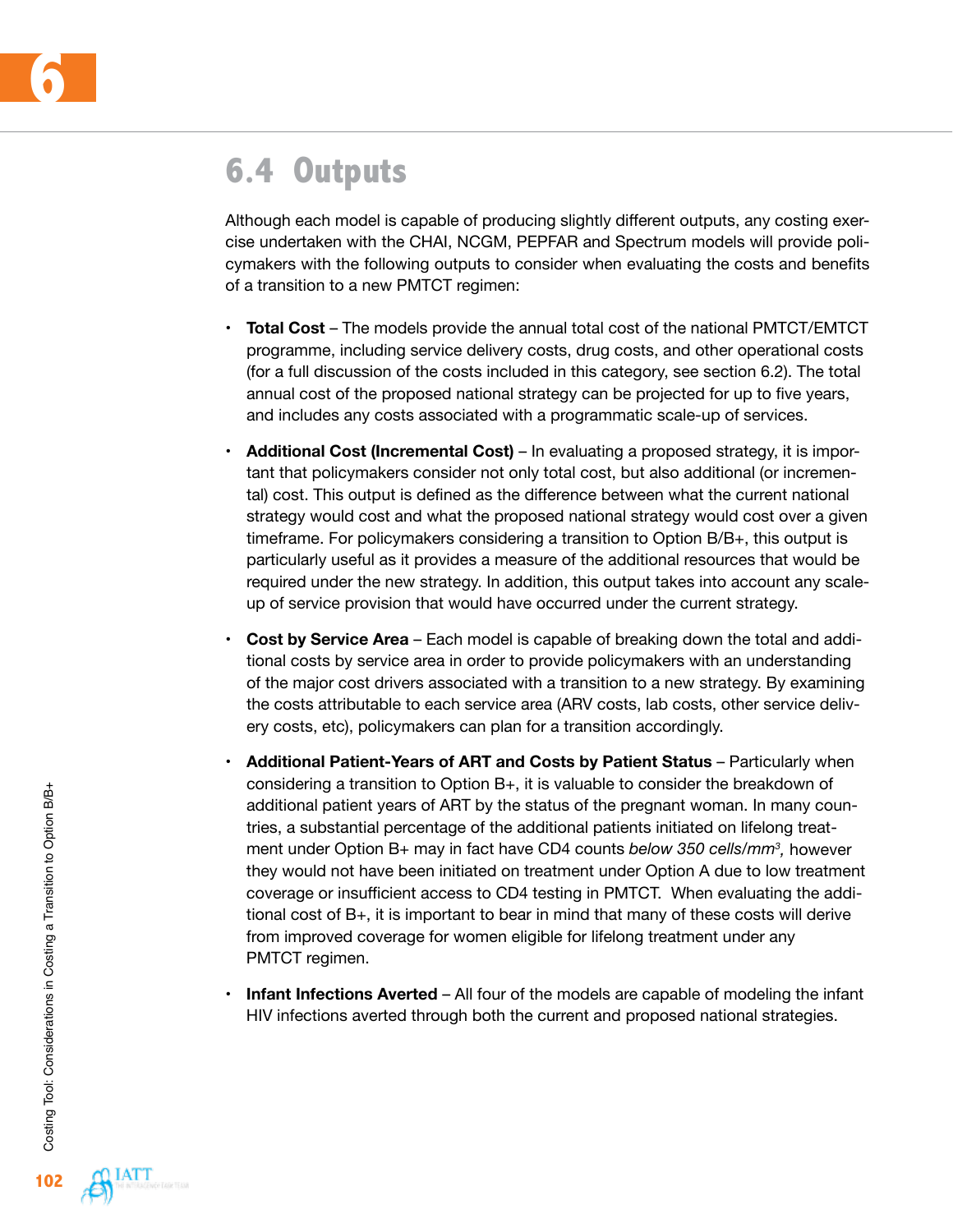## 6.4 Outputs

Although each model is capable of producing slightly different outputs, any costing exercise undertaken with the CHAI, NCGM, PEPFAR and Spectrum models will provide policymakers with the following outputs to consider when evaluating the costs and benefits of a transition to a new PMTCT regimen:

- **Total Cost** – The models provide the annual total cost of the national PMTCT/EMTCT programme, including service delivery costs, drug costs, and other operational costs (for a full discussion of the costs included in this category, see section 6.2). The total annual cost of the proposed national strategy can be projected for up to five years, and includes any costs associated with a programmatic scale-up of services.

- **Additional Cost (Incremental Cost)** – In evaluating a proposed strategy, it is important that policymakers consider not only total cost, but also additional (or incremental) cost. This output is defined as the difference between what the current national strategy would cost and what the proposed national strategy would cost over a given timeframe. For policymakers considering a transition to Option B/B+, this output is particularly useful as it provides a measure of the additional resources that would be required under the new strategy. In addition, this output takes into account any scale-up of service provision that would have occurred under the current strategy.

- **Cost by Service Area** – Each model is capable of breaking down the total and additional costs by service area in order to provide policymakers with an understanding of the major cost drivers associated with a transition to a new strategy. By examining the costs attributable to each service area (ARV costs, lab costs, other service delivery costs, etc), policymakers can plan for a transition accordingly.

- **Additional Patient-Years of ART and Costs by Patient Status** – Particularly when considering a transition to Option B+, it is valuable to consider the breakdown of additional patient years of ART by the status of the pregnant woman. In many countries, a substantial percentage of the additional patients initiated on lifelong treatment under Option B+ may in fact have CD4 counts *below 350 cells/mm$^3$,* however they would not have been initiated on treatment under Option A due to low treatment coverage or insufficient access to CD4 testing in PMTCT. When evaluating the additional cost of B+, it is important to bear in mind that many of these costs will derive from improved coverage for women eligible for lifelong treatment under any PMTCT regimen.

- **Infant Infections Averted** – All four of the models are capable of modeling the infant HIV infections averted through both the current and proposed national strategies.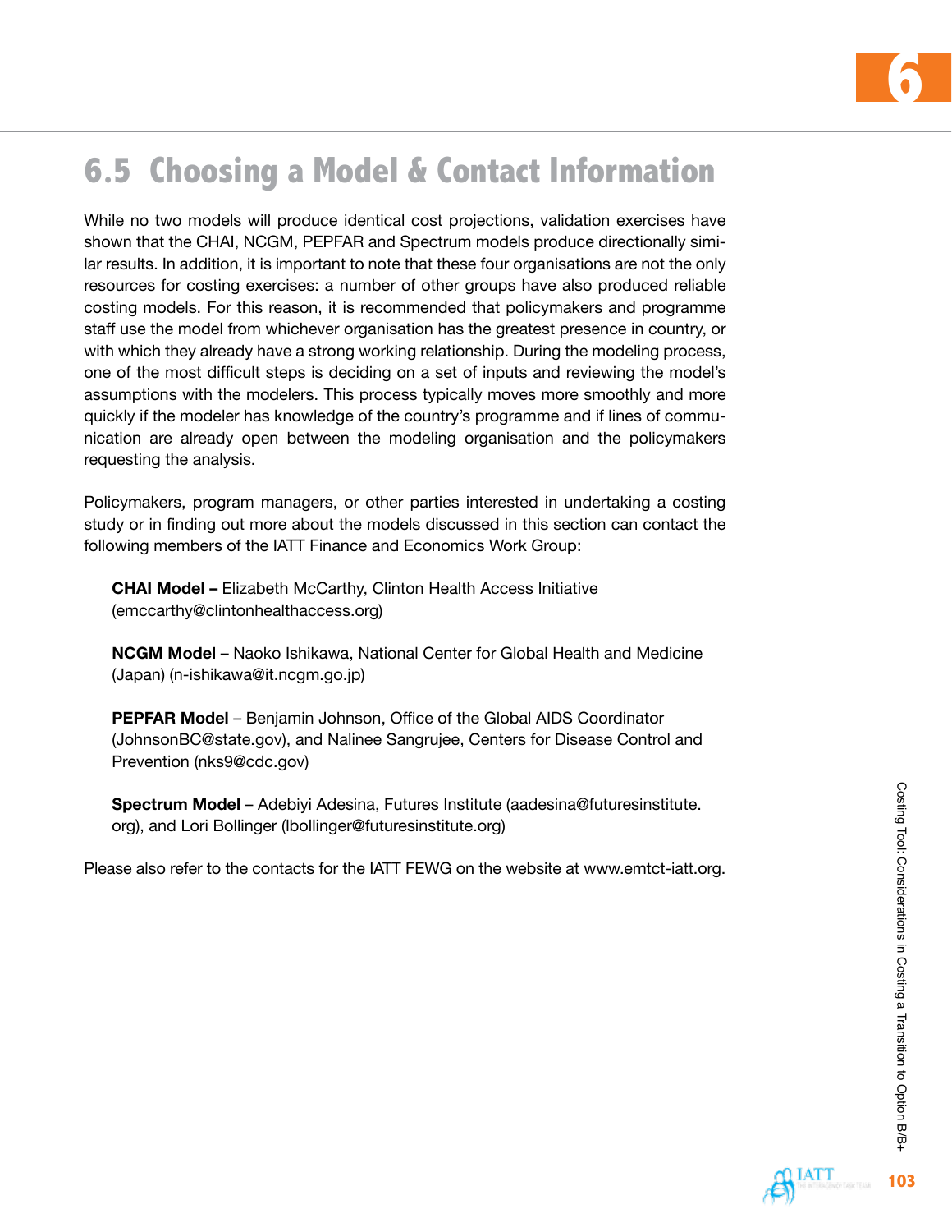## 6.5 Choosing a Model & Contact Information

While no two models will produce identical cost projections, validation exercises have shown that the CHAI, NCGM, PEPFAR and Spectrum models produce directionally similar results. In addition, it is important to note that these four organisations are not the only resources for costing exercises: a number of other groups have also produced reliable costing models. For this reason, it is recommended that policymakers and programme staff use the model from whichever organisation has the greatest presence in country, or with which they already have a strong working relationship. During the modeling process, one of the most difficult steps is deciding on a set of inputs and reviewing the model's assumptions with the modelers. This process typically moves more smoothly and more quickly if the modeler has knowledge of the country's programme and if lines of communication are already open between the modeling organisation and the policymakers requesting the analysis.

Policymakers, program managers, or other parties interested in undertaking a costing study or in finding out more about the models discussed in this section can contact the following members of the IATT Finance and Economics Work Group:

**CHAI Model –** Elizabeth McCarthy, Clinton Health Access Initiative (emccarthy@clintonhealthaccess.org)

**NCGM Model** – Naoko Ishikawa, National Center for Global Health and Medicine (Japan) (n-ishikawa@it.ncgm.go.jp)

**PEPFAR Model** – Benjamin Johnson, Office of the Global AIDS Coordinator (JohnsonBC@state.gov), and Nalinee Sangrujee, Centers for Disease Control and Prevention (nks9@cdc.gov)

**Spectrum Model** – Adebiyi Adesina, Futures Institute (aadesina@futuresinstitute.org), and Lori Bollinger (lbollinger@futuresinstitute.org)

Please also refer to the contacts for the IATT FEWG on the website at www.emtct-iatt.org.